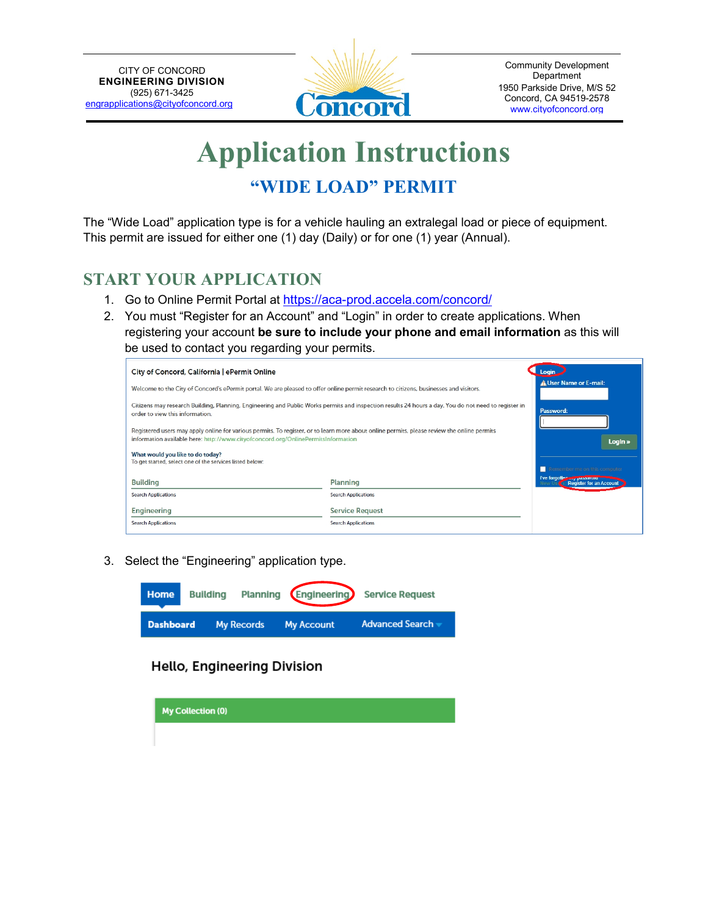CITY OF CONCORD
**ENGINEERING DIVISION**
(925) 671-3425
engrapplications@cityofconcord.org

Community Development Department
1950 Parkside Drive, M/S 52
Concord, CA 94519-2578
www.cityofconcord.org

# Application Instructions

## "WIDE LOAD" PERMIT

The "Wide Load" application type is for a vehicle hauling an extralegal load or piece of equipment. This permit are issued for either one (1) day (Daily) or for one (1) year (Annual).

## START YOUR APPLICATION

1. Go to Online Permit Portal at https://aca-prod.accela.com/concord/
2. You must "Register for an Account" and "Login" in order to create applications. When registering your account **be sure to include your phone and email information** as this will be used to contact you regarding your permits.

City of Concord, California | ePermit Online

Welcome to the City of Concord's ePermit portal. We are pleased to offer online permit research to citizens, businesses and visitors.

Citizens may research Building, Planning, Engineering and Public Works permits and inspection results 24 hours a day. You do not need to register in order to view this information.

Registered users may apply online for various permits. To register, or to learn more about online permits, please review the online permits information available here: http://www.cityofconcord.org/OnlinePermitsInformation

What would you like to do today?
To get started, select one of the services listed below:

Building — Search Applications
Planning — Search Applications
Engineering — Search Applications
Service Request — Search Applications

Login
User Name or E-mail:
Password:
Login »
Remember me on this computer
I've forgotten my password
Register for an Account

3. Select the "Engineering" application type.

Home | Building | Planning | Engineering | Service Request

Dashboard | My Records | My Account | Advanced Search

Hello, Engineering Division

My Collection (0)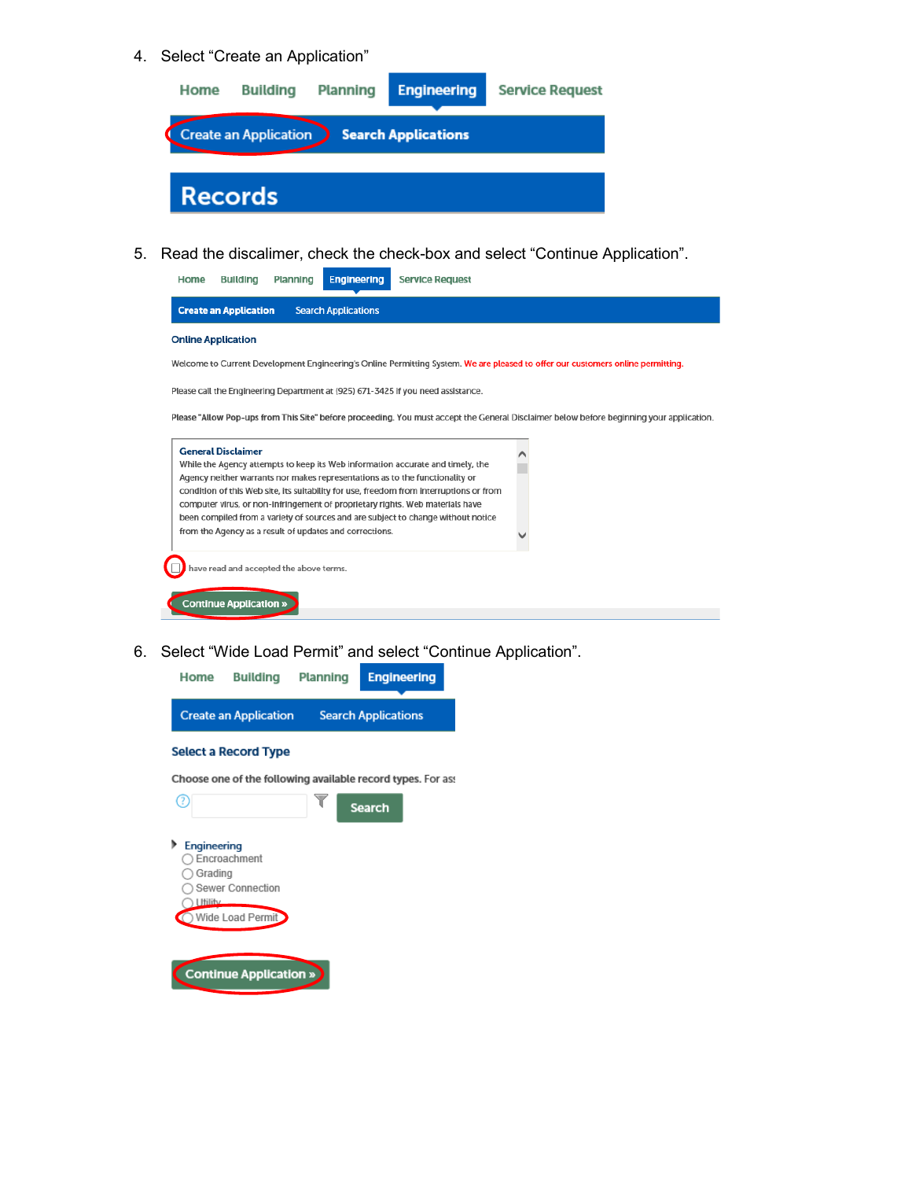4. Select "Create an Application"

Home Building Planning Engineering Service Request

Create an Application Search Applications

Records

5. Read the discalimer, check the check-box and select "Continue Application".

Home Building Planning Engineering Service Request

Create an Application Search Applications

Online Application

Welcome to Current Development Engineering's Online Permitting System. We are pleased to offer our customers online permitting.

Please call the Engineering Department at (925) 671-3425 if you need assistance.

Please "Allow Pop-ups from This Site" before proceeding. You must accept the General Disclaimer below before beginning your application.

General Disclaimer
While the Agency attempts to keep its Web information accurate and timely, the Agency neither warrants nor makes representations as to the functionality or condition of this Web site, its suitability for use, freedom from interruptions or from computer virus, or non-infringement of proprietary rights. Web materials have been compiled from a variety of sources and are subject to change without notice from the Agency as a result of updates and corrections.

have read and accepted the above terms.

Continue Application »

6. Select "Wide Load Permit" and select "Continue Application".

Home Building Planning Engineering

Create an Application Search Applications

Select a Record Type

Choose one of the following available record types. For ass

Search

Engineering
- Encroachment
- Grading
- Sewer Connection
- Utility
- Wide Load Permit

Continue Application »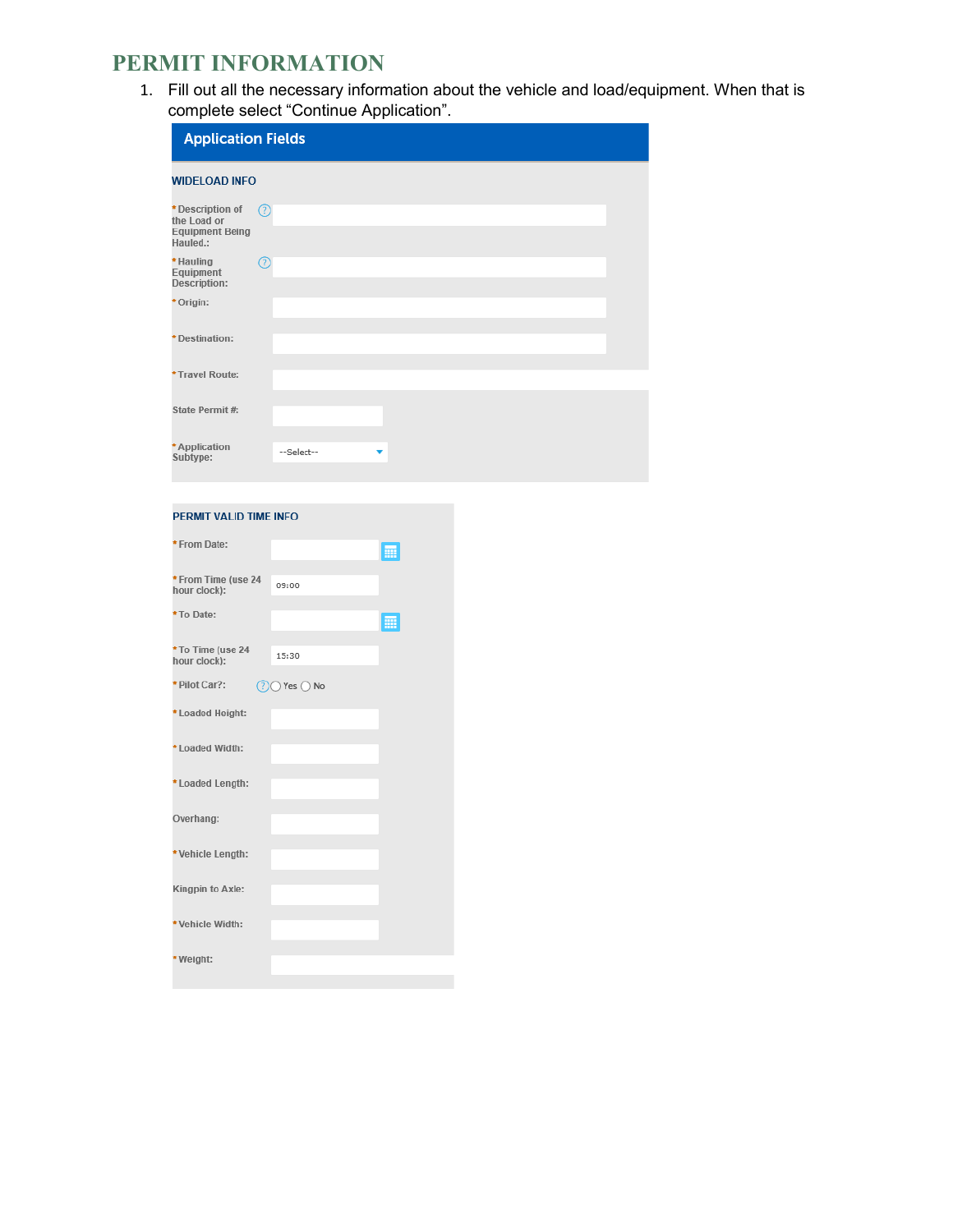# PERMIT INFORMATION

1. Fill out all the necessary information about the vehicle and load/equipment. When that is complete select "Continue Application".

## Application Fields

### WIDELOAD INFO

*Description of the Load or Equipment Being Hauled.:

*Hauling Equipment Description:

*Origin:

*Destination:

*Travel Route:

State Permit #:

*Application Subtype: --Select--

### PERMIT VALID TIME INFO

*From Date:

*From Time (use 24 hour clock): 09:00

*To Date:

*To Time (use 24 hour clock): 15:30

*Pilot Car?: Yes No

*Loaded Height:

*Loaded Width:

*Loaded Length:

Overhang:

*Vehicle Length:

Kingpin to Axle:

*Vehicle Width:

*Weight: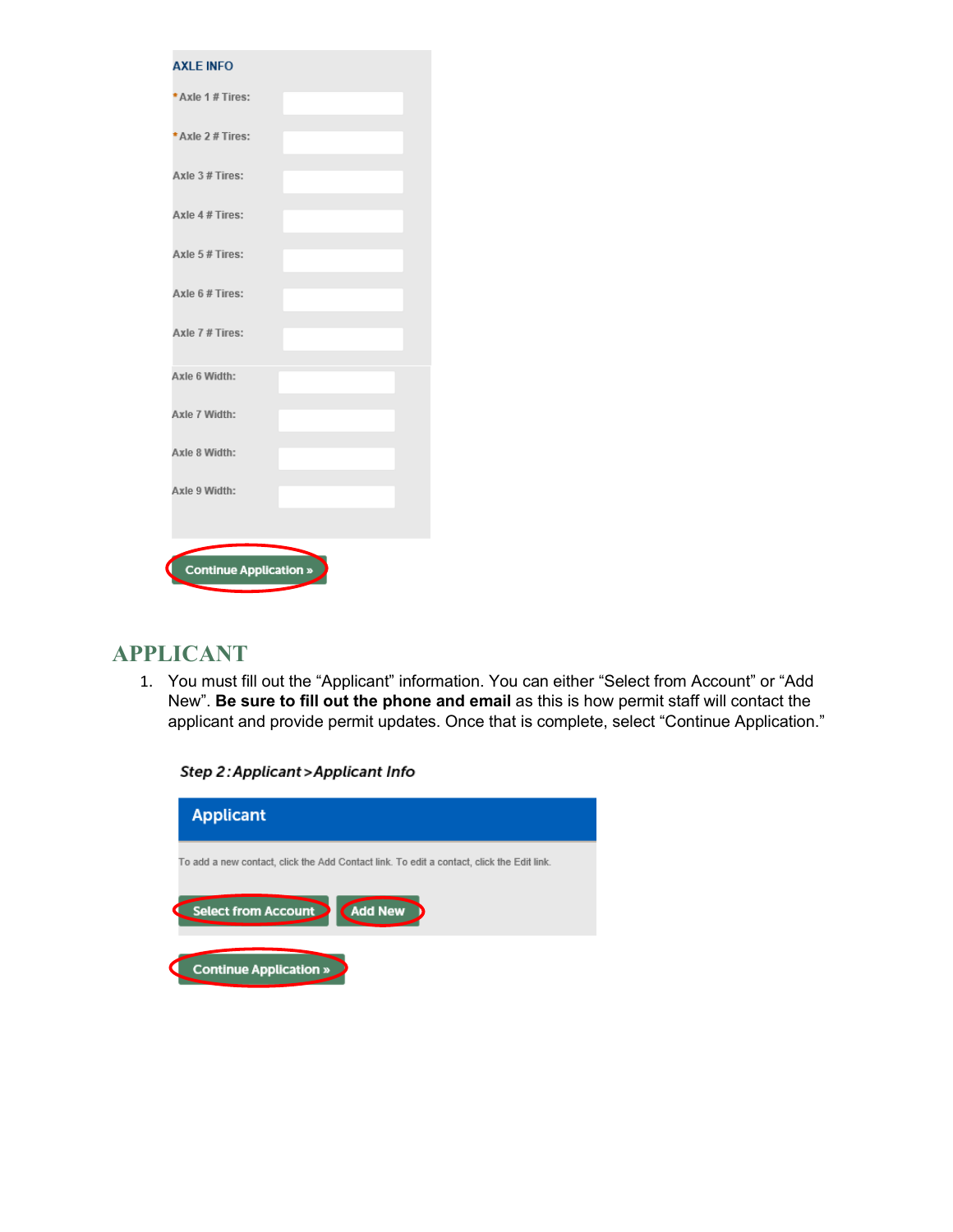**AXLE INFO**

*Axle 1 # Tires:

*Axle 2 # Tires:

Axle 3 # Tires:

Axle 4 # Tires:

Axle 5 # Tires:

Axle 6 # Tires:

Axle 7 # Tires:

Axle 6 Width:

Axle 7 Width:

Axle 8 Width:

Axle 9 Width:

Continue Application »

## APPLICANT

1. You must fill out the "Applicant" information. You can either "Select from Account" or "Add New". **Be sure to fill out the phone and email** as this is how permit staff will contact the applicant and provide permit updates. Once that is complete, select "Continue Application."

*Step 2: Applicant > Applicant Info*

**Applicant**

To add a new contact, click the Add Contact link. To edit a contact, click the Edit link.

Select from Account | Add New

Continue Application »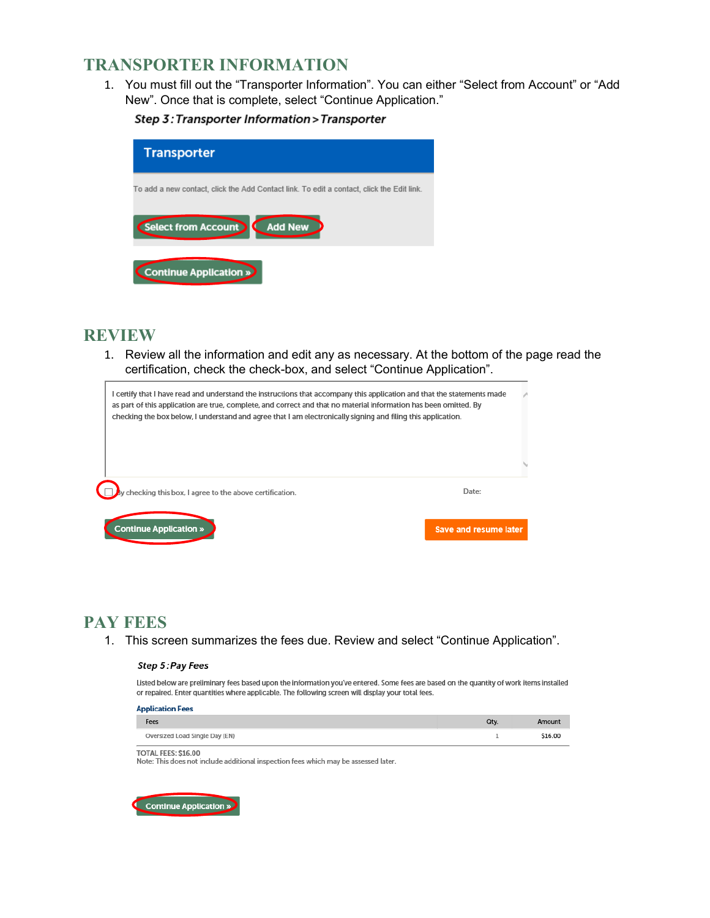## TRANSPORTER INFORMATION

1. You must fill out the "Transporter Information". You can either "Select from Account" or "Add New". Once that is complete, select "Continue Application."

***Step 3: Transporter Information > Transporter***

**Transporter**

To add a new contact, click the Add Contact link. To edit a contact, click the Edit link.

Select from Account | Add New

Continue Application »

## REVIEW

1. Review all the information and edit any as necessary. At the bottom of the page read the certification, check the check-box, and select "Continue Application".

I certify that I have read and understand the instructions that accompany this application and that the statements made as part of this application are true, complete, and correct and that no material information has been omitted. By checking the box below, I understand and agree that I am electronically signing and filing this application.

☐ By checking this box, I agree to the above certification. Date:

Continue Application » | Save and resume later

## PAY FEES

1. This screen summarizes the fees due. Review and select "Continue Application".

***Step 5: Pay Fees***

Listed below are preliminary fees based upon the information you've entered. Some fees are based on the quantity of work items installed or repaired. Enter quantities where applicable. The following screen will display your total fees.

**Application Fees**

| Fees | Qty. | Amount |
|---|---|---|
| Oversized Load Single Day (EN) | 1 | $16.00 |

TOTAL FEES: $16.00
Note: This does not include additional inspection fees which may be assessed later.

Continue Application »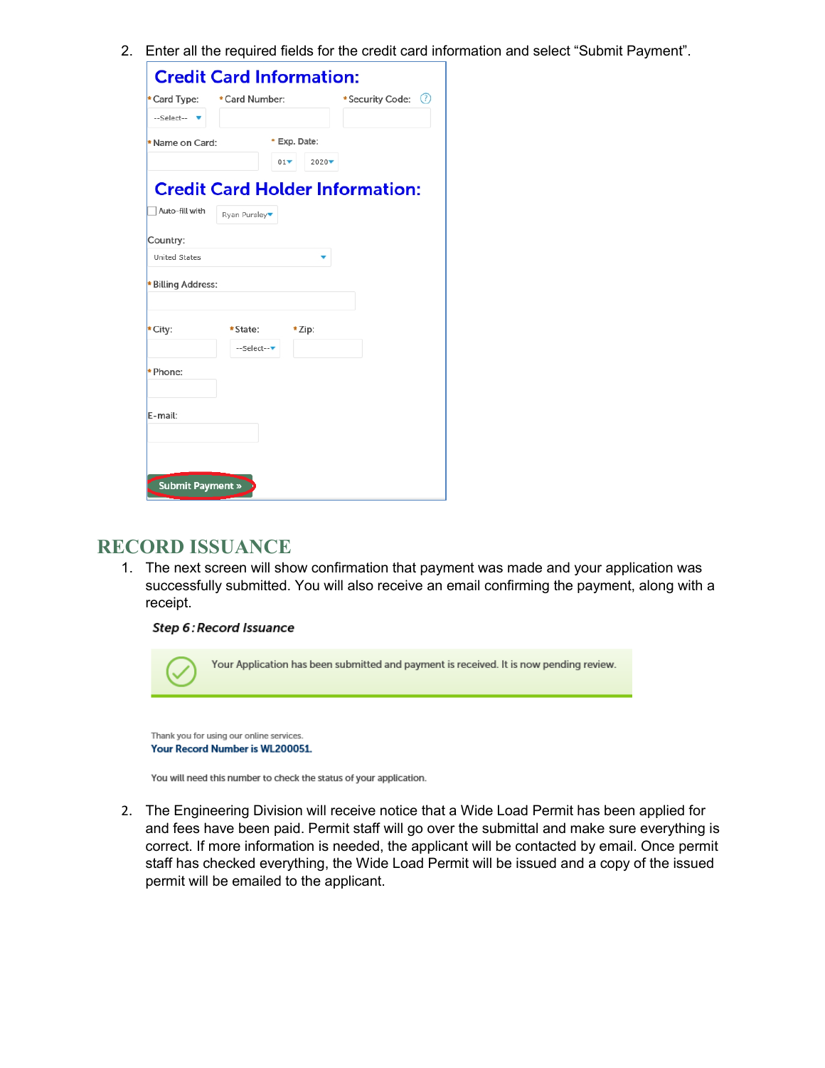2. Enter all the required fields for the credit card information and select "Submit Payment".

**Credit Card Information:**

*Card Type: --Select-- *Card Number: *Security Code:

*Name on Card: * Exp. Date: 01 2020

**Credit Card Holder Information:**

Auto-fill with Ryan Pursley

Country: United States

*Billing Address:

*City: *State: --Select-- *Zip:

*Phone:

E-mail:

Submit Payment »

## RECORD ISSUANCE

1. The next screen will show confirmation that payment was made and your application was successfully submitted. You will also receive an email confirming the payment, along with a receipt.

   ***Step 6 : Record Issuance***

   Your Application has been submitted and payment is received. It is now pending review.

   Thank you for using our online services.
   **Your Record Number is WL200051.**

   You will need this number to check the status of your application.

2. The Engineering Division will receive notice that a Wide Load Permit has been applied for and fees have been paid. Permit staff will go over the submittal and make sure everything is correct. If more information is needed, the applicant will be contacted by email. Once permit staff has checked everything, the Wide Load Permit will be issued and a copy of the issued permit will be emailed to the applicant.